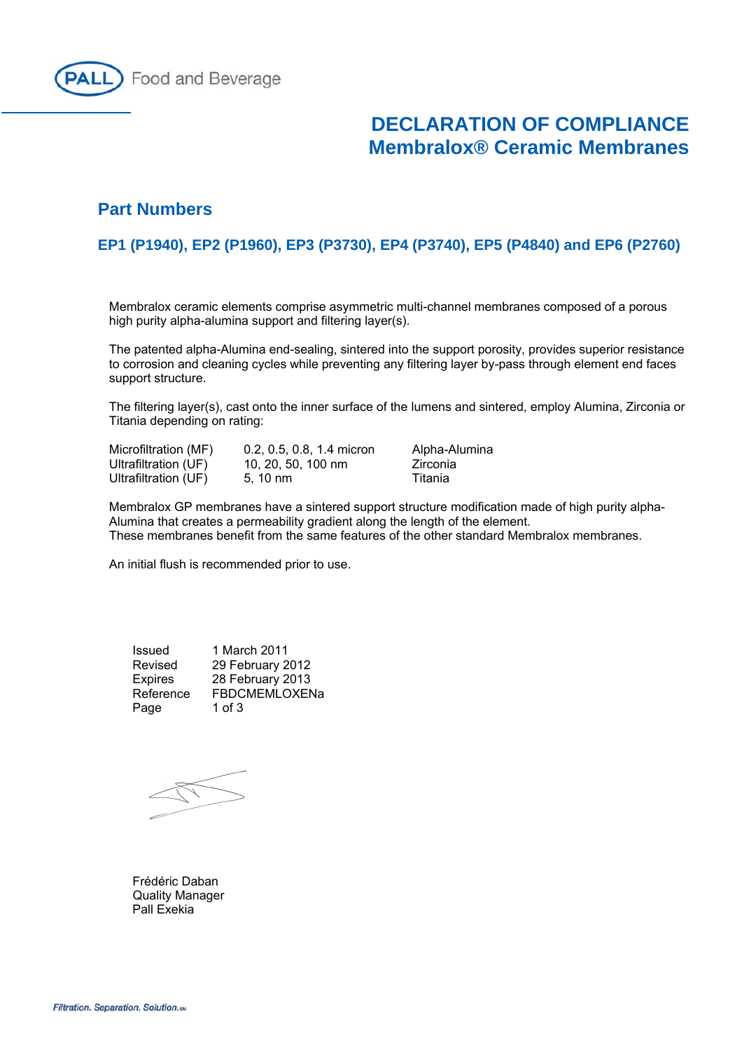PALL Food and Beverage

# DECLARATION OF COMPLIANCE
# Membralox® Ceramic Membranes

## Part Numbers

### EP1 (P1940), EP2 (P1960), EP3 (P3730), EP4 (P3740), EP5 (P4840) and EP6 (P2760)

Membralox ceramic elements comprise asymmetric multi-channel membranes composed of a porous high purity alpha-alumina support and filtering layer(s).

The patented alpha-Alumina end-sealing, sintered into the support porosity, provides superior resistance to corrosion and cleaning cycles while preventing any filtering layer by-pass through element end faces support structure.

The filtering layer(s), cast onto the inner surface of the lumens and sintered, employ Alumina, Zirconia or Titania depending on rating:

| | | |
|---|---|---|
| Microfiltration (MF) | 0.2, 0.5, 0.8, 1.4 micron | Alpha-Alumina |
| Ultrafiltration (UF) | 10, 20, 50, 100 nm | Zirconia |
| Ultrafiltration (UF) | 5, 10 nm | Titania |

Membralox GP membranes have a sintered support structure modification made of high purity alpha-Alumina that creates a permeability gradient along the length of the element.
These membranes benefit from the same features of the other standard Membralox membranes.

An initial flush is recommended prior to use.

| | |
|---|---|
| Issued | 1 March 2011 |
| Revised | 29 February 2012 |
| Expires | 28 February 2013 |
| Reference | FBDCMEMLOXENa |
| Page | 1 of 3 |

Frédéric Daban
Quality Manager
Pall Exekia

*Filtration. Separation. Solution.*SM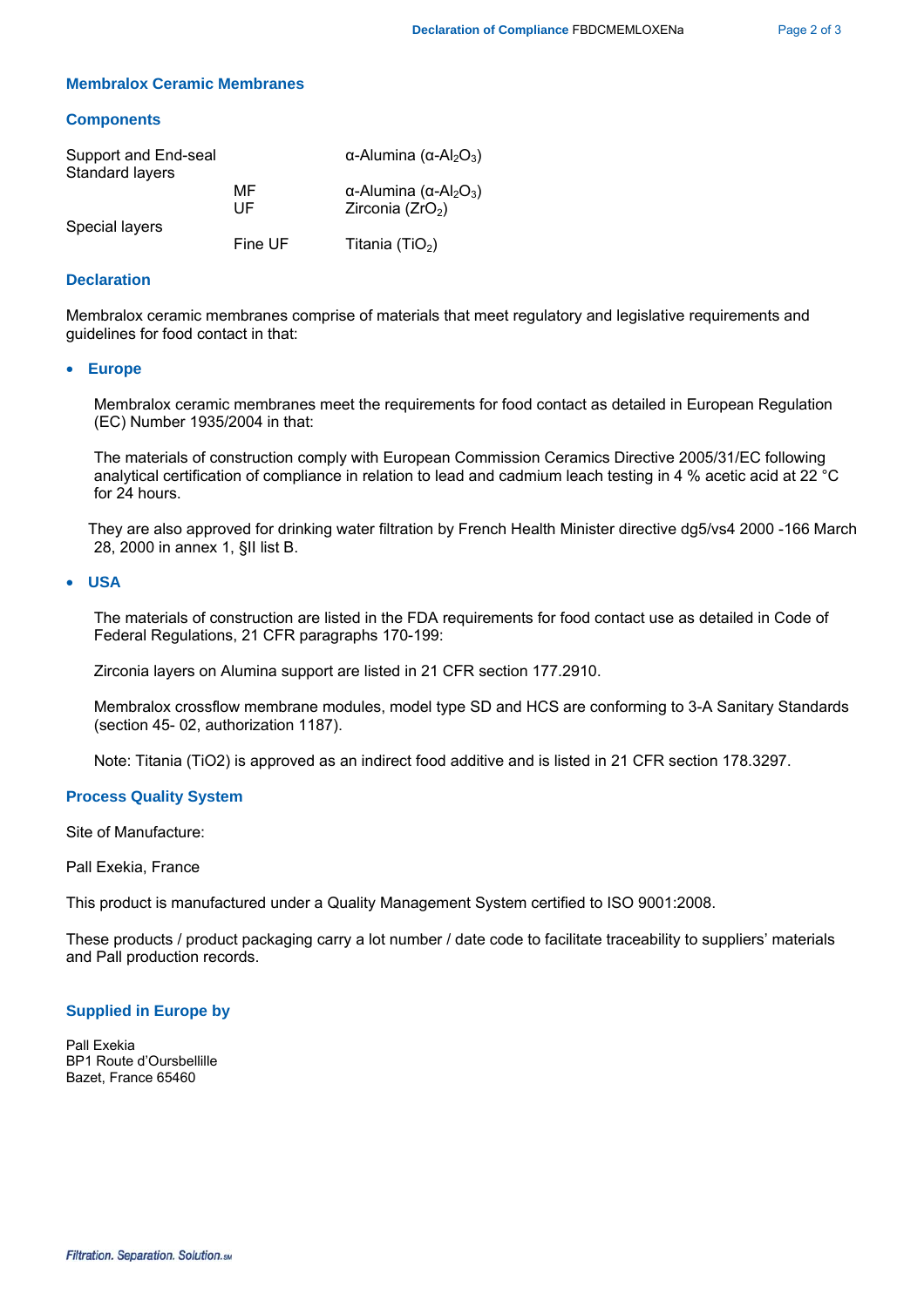## Membralox Ceramic Membranes

### Components

| | | |
|---|---|---|
| Support and End-seal | | α-Alumina (α-$Al_2O_3$) |
| Standard layers | | |
| | MF | α-Alumina (α-$Al_2O_3$) |
| | UF | Zirconia ($ZrO_2$) |
| Special layers | | |
| | Fine UF | Titania ($TiO_2$) |

### Declaration

Membralox ceramic membranes comprise of materials that meet regulatory and legislative requirements and guidelines for food contact in that:

- **Europe**

  Membralox ceramic membranes meet the requirements for food contact as detailed in European Regulation (EC) Number 1935/2004 in that:

  The materials of construction comply with European Commission Ceramics Directive 2005/31/EC following analytical certification of compliance in relation to lead and cadmium leach testing in 4 % acetic acid at 22 °C for 24 hours.

  They are also approved for drinking water filtration by French Health Minister directive dg5/vs4 2000 -166 March 28, 2000 in annex 1, §II list B.

- **USA**

  The materials of construction are listed in the FDA requirements for food contact use as detailed in Code of Federal Regulations, 21 CFR paragraphs 170-199:

  Zirconia layers on Alumina support are listed in 21 CFR section 177.2910.

  Membralox crossflow membrane modules, model type SD and HCS are conforming to 3-A Sanitary Standards (section 45- 02, authorization 1187).

  Note: Titania (TiO2) is approved as an indirect food additive and is listed in 21 CFR section 178.3297.

### Process Quality System

Site of Manufacture:

Pall Exekia, France

This product is manufactured under a Quality Management System certified to ISO 9001:2008.

These products / product packaging carry a lot number / date code to facilitate traceability to suppliers' materials and Pall production records.

### Supplied in Europe by

Pall Exekia
BP1 Route d'Oursbellille
Bazet, France 65460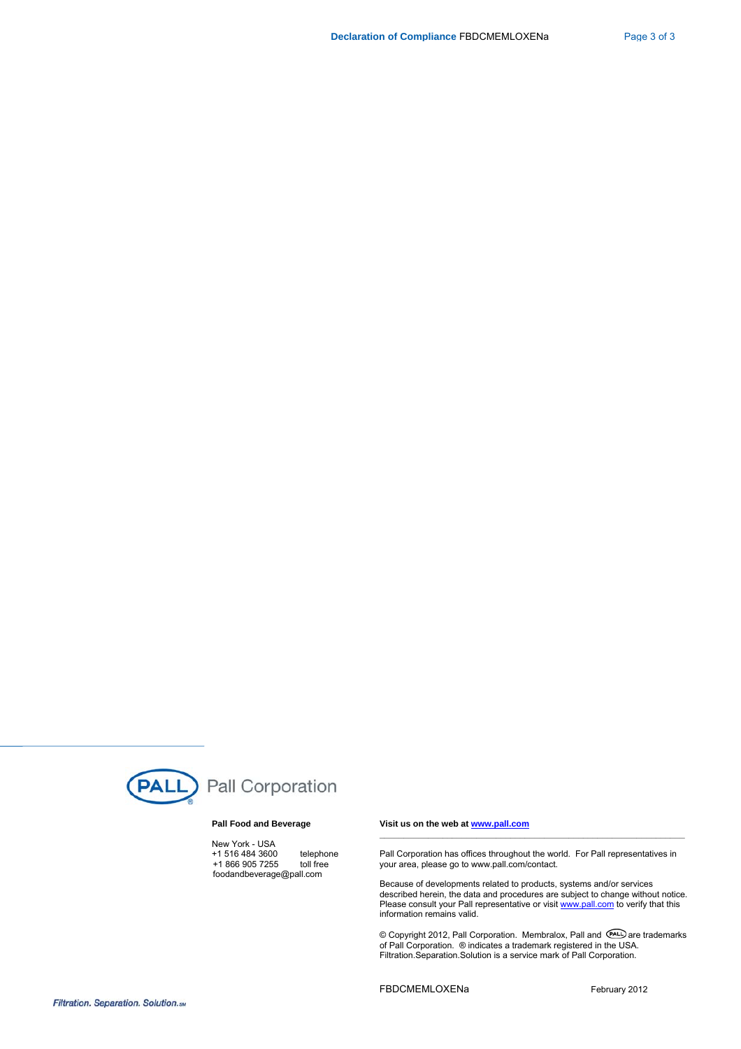Pall Corporation

**Pall Food and Beverage**

New York - USA
+1 516 484 3600 telephone
+1 866 905 7255 toll free
foodandbeverage@pall.com

**Visit us on the web at www.pall.com**

Pall Corporation has offices throughout the world. For Pall representatives in your area, please go to www.pall.com/contact.

Because of developments related to products, systems and/or services described herein, the data and procedures are subject to change without notice. Please consult your Pall representative or visit www.pall.com to verify that this information remains valid.

© Copyright 2012, Pall Corporation. Membralox, Pall and PALL are trademarks of Pall Corporation. ® indicates a trademark registered in the USA. Filtration.Separation.Solution is a service mark of Pall Corporation.

FBDCMEMLOXENa February 2012

*Filtration. Separation. Solution.SM*